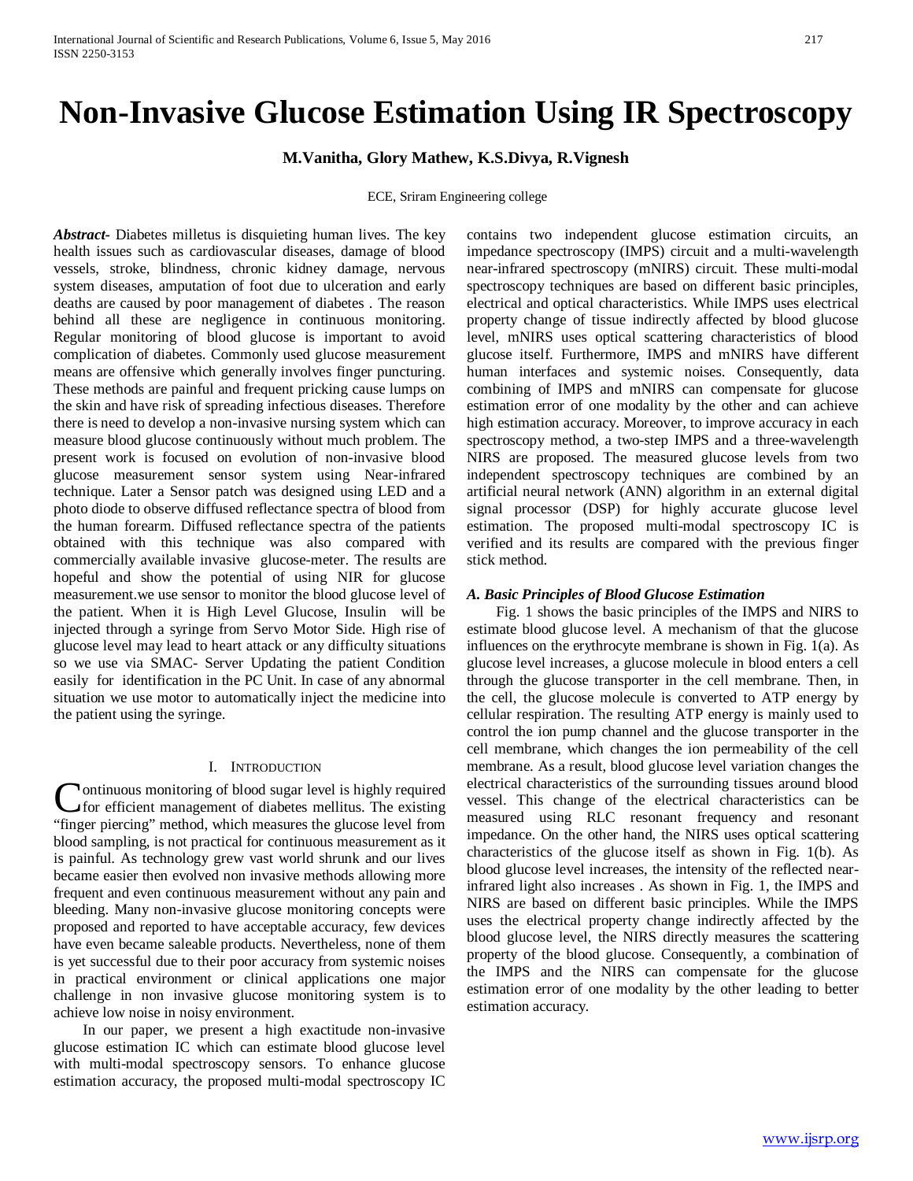# Non-Invasive Glucose Estimation Using IR Spectroscopy

**M.Vanitha, Glory Mathew, K.S.Divya, R.Vignesh**

ECE, Sriram Engineering college

***Abstract*-** Diabetes milletus is disquieting human lives. The key health issues such as cardiovascular diseases, damage of blood vessels, stroke, blindness, chronic kidney damage, nervous system diseases, amputation of foot due to ulceration and early deaths are caused by poor management of diabetes . The reason behind all these are negligence in continuous monitoring. Regular monitoring of blood glucose is important to avoid complication of diabetes. Commonly used glucose measurement means are offensive which generally involves finger puncturing. These methods are painful and frequent pricking cause lumps on the skin and have risk of spreading infectious diseases. Therefore there is need to develop a non-invasive nursing system which can measure blood glucose continuously without much problem. The present work is focused on evolution of non-invasive blood glucose measurement sensor system using Near-infrared technique. Later a Sensor patch was designed using LED and a photo diode to observe diffused reflectance spectra of blood from the human forearm. Diffused reflectance spectra of the patients obtained with this technique was also compared with commercially available invasive glucose-meter. The results are hopeful and show the potential of using NIR for glucose measurement.we use sensor to monitor the blood glucose level of the patient. When it is High Level Glucose, Insulin will be injected through a syringe from Servo Motor Side. High rise of glucose level may lead to heart attack or any difficulty situations so we use via SMAC- Server Updating the patient Condition easily for identification in the PC Unit. In case of any abnormal situation we use motor to automatically inject the medicine into the patient using the syringe.

## I. Introduction

Continuous monitoring of blood sugar level is highly required for efficient management of diabetes mellitus. The existing "finger piercing" method, which measures the glucose level from blood sampling, is not practical for continuous measurement as it is painful. As technology grew vast world shrunk and our lives became easier then evolved non invasive methods allowing more frequent and even continuous measurement without any pain and bleeding. Many non-invasive glucose monitoring concepts were proposed and reported to have acceptable accuracy, few devices have even became saleable products. Nevertheless, none of them is yet successful due to their poor accuracy from systemic noises in practical environment or clinical applications one major challenge in non invasive glucose monitoring system is to achieve low noise in noisy environment.

In our paper, we present a high exactitude non-invasive glucose estimation IC which can estimate blood glucose level with multi-modal spectroscopy sensors. To enhance glucose estimation accuracy, the proposed multi-modal spectroscopy IC contains two independent glucose estimation circuits, an impedance spectroscopy (IMPS) circuit and a multi-wavelength near-infrared spectroscopy (mNIRS) circuit. These multi-modal spectroscopy techniques are based on different basic principles, electrical and optical characteristics. While IMPS uses electrical property change of tissue indirectly affected by blood glucose level, mNIRS uses optical scattering characteristics of blood glucose itself. Furthermore, IMPS and mNIRS have different human interfaces and systemic noises. Consequently, data combining of IMPS and mNIRS can compensate for glucose estimation error of one modality by the other and can achieve high estimation accuracy. Moreover, to improve accuracy in each spectroscopy method, a two-step IMPS and a three-wavelength NIRS are proposed. The measured glucose levels from two independent spectroscopy techniques are combined by an artificial neural network (ANN) algorithm in an external digital signal processor (DSP) for highly accurate glucose level estimation. The proposed multi-modal spectroscopy IC is verified and its results are compared with the previous finger stick method.

### *A. Basic Principles of Blood Glucose Estimation*

Fig. 1 shows the basic principles of the IMPS and NIRS to estimate blood glucose level. A mechanism of that the glucose influences on the erythrocyte membrane is shown in Fig. 1(a). As glucose level increases, a glucose molecule in blood enters a cell through the glucose transporter in the cell membrane. Then, in the cell, the glucose molecule is converted to ATP energy by cellular respiration. The resulting ATP energy is mainly used to control the ion pump channel and the glucose transporter in the cell membrane, which changes the ion permeability of the cell membrane. As a result, blood glucose level variation changes the electrical characteristics of the surrounding tissues around blood vessel. This change of the electrical characteristics can be measured using RLC resonant frequency and resonant impedance. On the other hand, the NIRS uses optical scattering characteristics of the glucose itself as shown in Fig. 1(b). As blood glucose level increases, the intensity of the reflected near-infrared light also increases . As shown in Fig. 1, the IMPS and NIRS are based on different basic principles. While the IMPS uses the electrical property change indirectly affected by the blood glucose level, the NIRS directly measures the scattering property of the blood glucose. Consequently, a combination of the IMPS and the NIRS can compensate for the glucose estimation error of one modality by the other leading to better estimation accuracy.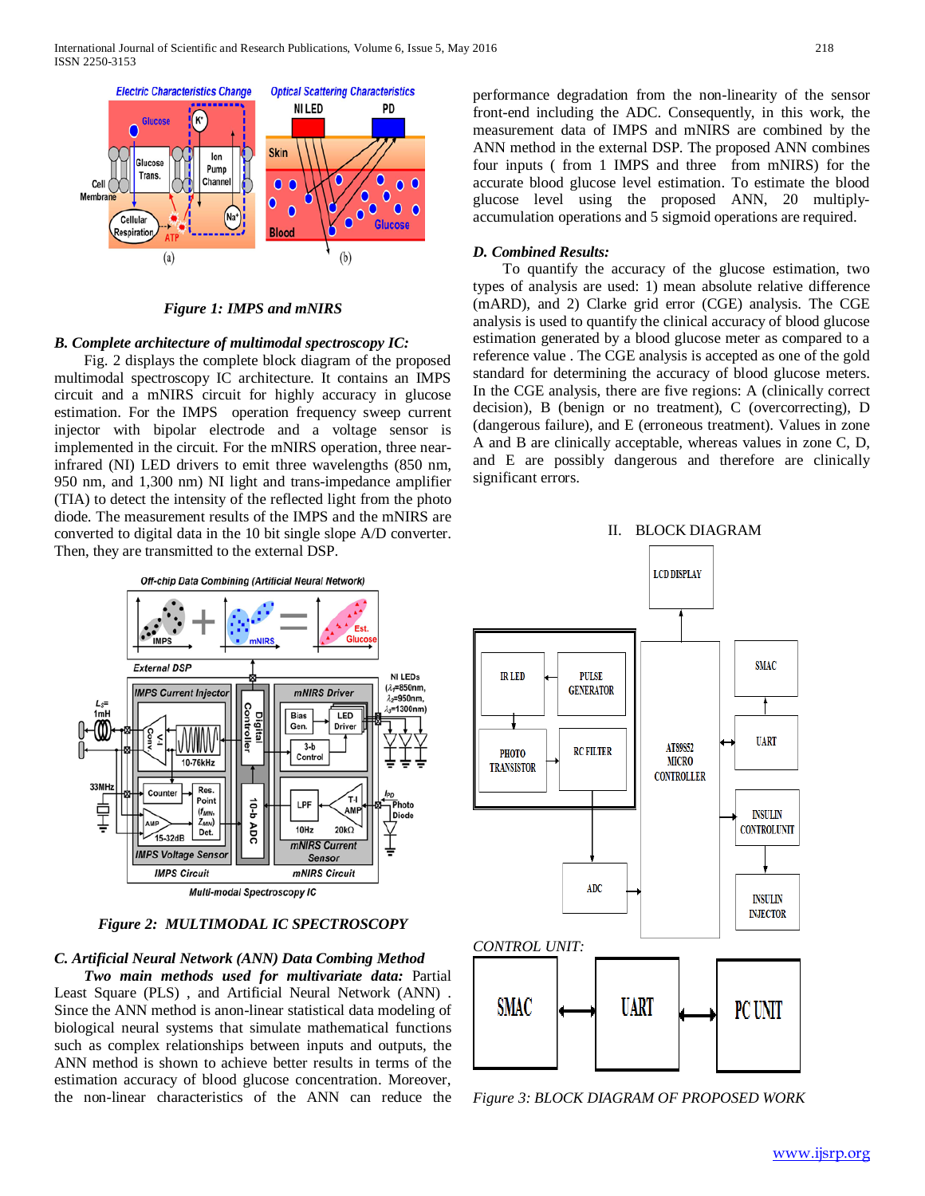*Figure 1: IMPS and mNIRS*

### *B. Complete architecture of multimodal spectroscopy IC:*

Fig. 2 displays the complete block diagram of the proposed multimodal spectroscopy IC architecture. It contains an IMPS circuit and a mNIRS circuit for highly accuracy in glucose estimation. For the IMPS operation frequency sweep current injector with bipolar electrode and a voltage sensor is implemented in the circuit. For the mNIRS operation, three near-infrared (NI) LED drivers to emit three wavelengths (850 nm, 950 nm, and 1,300 nm) NI light and trans-impedance amplifier (TIA) to detect the intensity of the reflected light from the photo diode. The measurement results of the IMPS and the mNIRS are converted to digital data in the 10 bit single slope A/D converter. Then, they are transmitted to the external DSP.

*Figure 2: MULTIMODAL IC SPECTROSCOPY*

### *C. Artificial Neural Network (ANN) Data Combing Method*

***Two main methods used for multivariate data:*** Partial Least Square (PLS) , and Artificial Neural Network (ANN) . Since the ANN method is an non-linear statistical data modeling of biological neural systems that simulate mathematical functions such as complex relationships between inputs and outputs, the ANN method is shown to achieve better results in terms of the estimation accuracy of blood glucose concentration. Moreover, the non-linear characteristics of the ANN can reduce the performance degradation from the non-linearity of the sensor front-end including the ADC. Consequently, in this work, the measurement data of IMPS and mNIRS are combined by the ANN method in the external DSP. The proposed ANN combines four inputs ( from 1 IMPS and three from mNIRS) for the accurate blood glucose level estimation. To estimate the blood glucose level using the proposed ANN, 20 multiply-accumulation operations and 5 sigmoid operations are required.

### *D. Combined Results:*

To quantify the accuracy of the glucose estimation, two types of analysis are used: 1) mean absolute relative difference (mARD), and 2) Clarke grid error (CGE) analysis. The CGE analysis is used to quantify the clinical accuracy of blood glucose estimation generated by a blood glucose meter as compared to a reference value . The CGE analysis is accepted as one of the gold standard for determining the accuracy of blood glucose meters. In the CGE analysis, there are five regions: A (clinically correct decision), B (benign or no treatment), C (overcorrecting), D (dangerous failure), and E (erroneous treatment). Values in zone A and B are clinically acceptable, whereas values in zone C, D, and E are possibly dangerous and therefore are clinically significant errors.

## II. BLOCK DIAGRAM

*CONTROL UNIT:*

*Figure 3: BLOCK DIAGRAM OF PROPOSED WORK*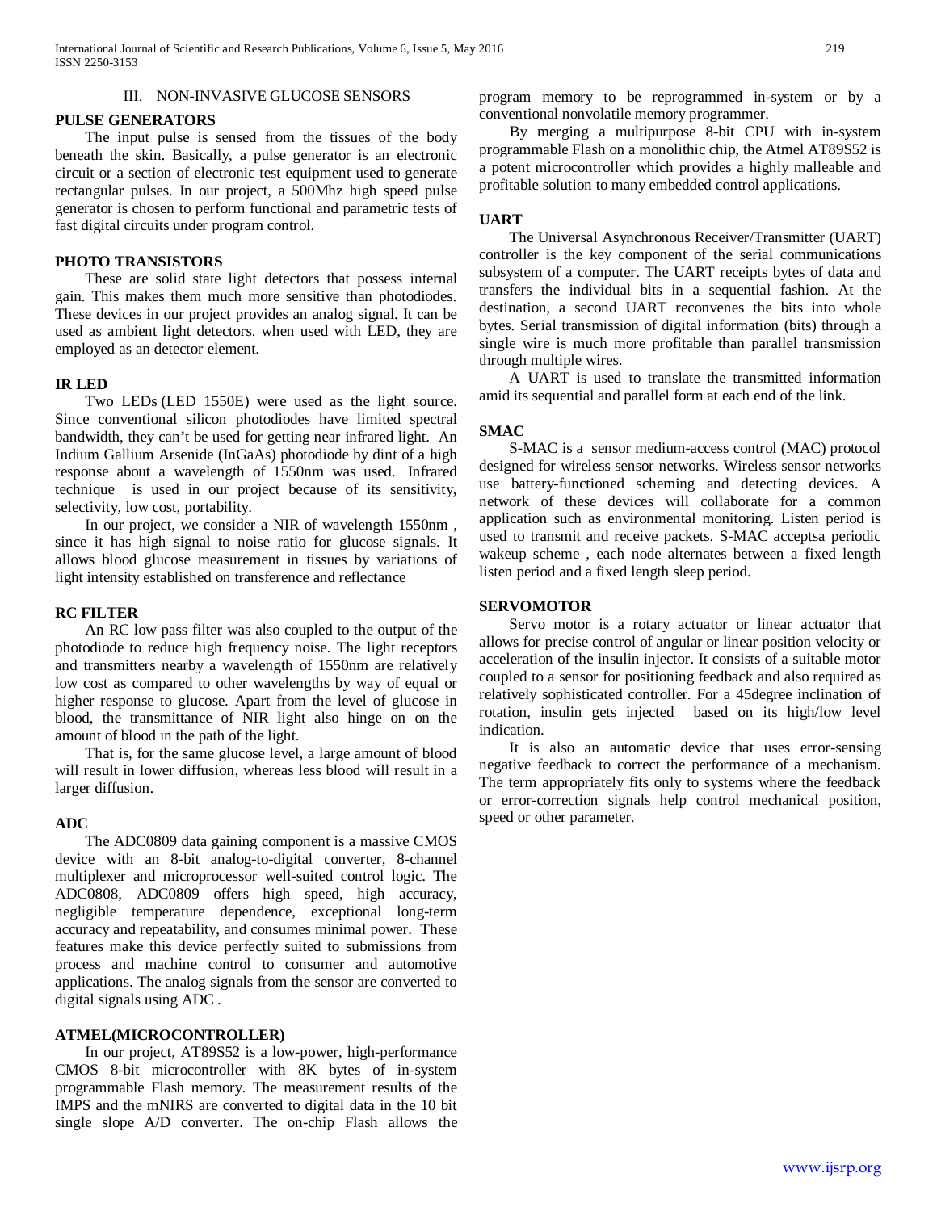## III. NON-INVASIVE GLUCOSE SENSORS

**PULSE GENERATORS**

The input pulse is sensed from the tissues of the body beneath the skin. Basically, a pulse generator is an electronic circuit or a section of electronic test equipment used to generate rectangular pulses. In our project, a 500Mhz high speed pulse generator is chosen to perform functional and parametric tests of fast digital circuits under program control.

**PHOTO TRANSISTORS**

These are solid state light detectors that possess internal gain. This makes them much more sensitive than photodiodes. These devices in our project provides an analog signal. It can be used as ambient light detectors. when used with LED, they are employed as an detector element.

**IR LED**

Two LEDs (LED 1550E) were used as the light source. Since conventional silicon photodiodes have limited spectral bandwidth, they can't be used for getting near infrared light. An Indium Gallium Arsenide (InGaAs) photodiode by dint of a high response about a wavelength of 1550nm was used. Infrared technique is used in our project because of its sensitivity, selectivity, low cost, portability.

In our project, we consider a NIR of wavelength 1550nm , since it has high signal to noise ratio for glucose signals. It allows blood glucose measurement in tissues by variations of light intensity established on transference and reflectance

**RC FILTER**

An RC low pass filter was also coupled to the output of the photodiode to reduce high frequency noise. The light receptors and transmitters nearby a wavelength of 1550nm are relatively low cost as compared to other wavelengths by way of equal or higher response to glucose. Apart from the level of glucose in blood, the transmittance of NIR light also hinge on on the amount of blood in the path of the light.

That is, for the same glucose level, a large amount of blood will result in lower diffusion, whereas less blood will result in a larger diffusion.

**ADC**

The ADC0809 data gaining component is a massive CMOS device with an 8-bit analog-to-digital converter, 8-channel multiplexer and microprocessor well-suited control logic. The ADC0808, ADC0809 offers high speed, high accuracy, negligible temperature dependence, exceptional long-term accuracy and repeatability, and consumes minimal power. These features make this device perfectly suited to submissions from process and machine control to consumer and automotive applications. The analog signals from the sensor are converted to digital signals using ADC .

**ATMEL(MICROCONTROLLER)**

In our project, AT89S52 is a low-power, high-performance CMOS 8-bit microcontroller with 8K bytes of in-system programmable Flash memory. The measurement results of the IMPS and the mNIRS are converted to digital data in the 10 bit single slope A/D converter. The on-chip Flash allows the program memory to be reprogrammed in-system or by a conventional nonvolatile memory programmer.

By merging a multipurpose 8-bit CPU with in-system programmable Flash on a monolithic chip, the Atmel AT89S52 is a potent microcontroller which provides a highly malleable and profitable solution to many embedded control applications.

**UART**

The Universal Asynchronous Receiver/Transmitter (UART) controller is the key component of the serial communications subsystem of a computer. The UART receipts bytes of data and transfers the individual bits in a sequential fashion. At the destination, a second UART reconvenes the bits into whole bytes. Serial transmission of digital information (bits) through a single wire is much more profitable than parallel transmission through multiple wires.

A UART is used to translate the transmitted information amid its sequential and parallel form at each end of the link.

**SMAC**

S-MAC is a sensor medium-access control (MAC) protocol designed for wireless sensor networks. Wireless sensor networks use battery-functioned scheming and detecting devices. A network of these devices will collaborate for a common application such as environmental monitoring. Listen period is used to transmit and receive packets. S-MAC acceptsa periodic wakeup scheme , each node alternates between a fixed length listen period and a fixed length sleep period.

**SERVOMOTOR**

Servo motor is a rotary actuator or linear actuator that allows for precise control of angular or linear position velocity or acceleration of the insulin injector. It consists of a suitable motor coupled to a sensor for positioning feedback and also required as relatively sophisticated controller. For a 45degree inclination of rotation, insulin gets injected based on its high/low level indication.

It is also an automatic device that uses error-sensing negative feedback to correct the performance of a mechanism. The term appropriately fits only to systems where the feedback or error-correction signals help control mechanical position, speed or other parameter.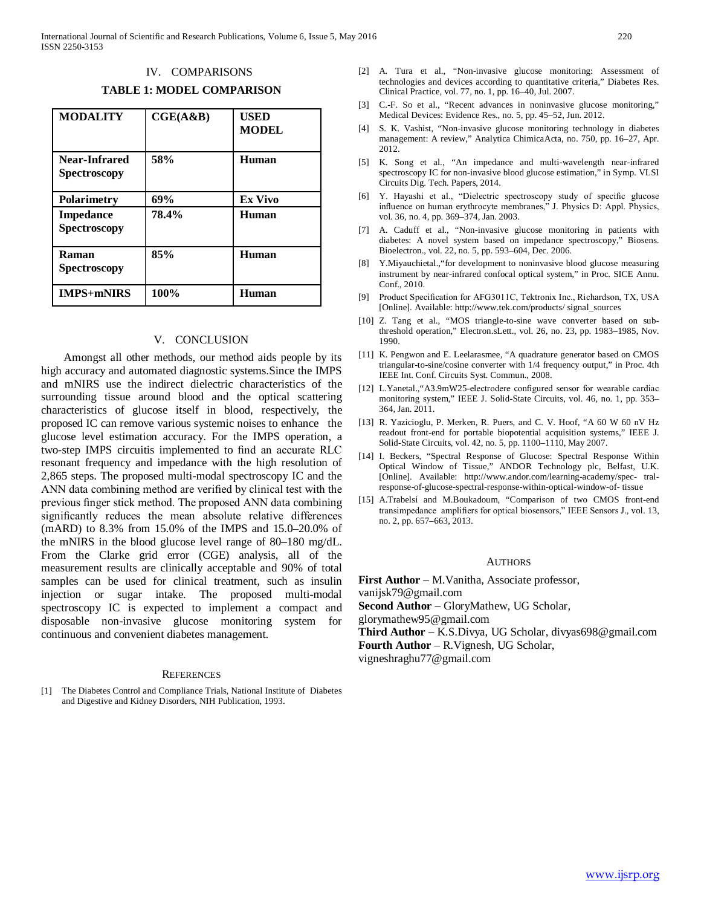## IV. COMPARISONS

**TABLE 1: MODEL COMPARISON**

| MODALITY | CGE(A&B) | USED MODEL |
|---|---|---|
| Near-Infrared Spectroscopy | 58% | Human |
| Polarimetry | 69% | Ex Vivo |
| Impedance Spectroscopy | 78.4% | Human |
| Raman Spectroscopy | 85% | Human |
| IMPS+mNIRS | 100% | Human |

## V. CONCLUSION

Amongst all other methods, our method aids people by its high accuracy and automated diagnostic systems.Since the IMPS and mNIRS use the indirect dielectric characteristics of the surrounding tissue around blood and the optical scattering characteristics of glucose itself in blood, respectively, the proposed IC can remove various systemic noises to enhance the glucose level estimation accuracy. For the IMPS operation, a two-step IMPS circuitis implemented to find an accurate RLC resonant frequency and impedance with the high resolution of 2,865 steps. The proposed multi-modal spectroscopy IC and the ANN data combining method are verified by clinical test with the previous finger stick method. The proposed ANN data combining significantly reduces the mean absolute relative differences (mARD) to 8.3% from 15.0% of the IMPS and 15.0–20.0% of the mNIRS in the blood glucose level range of 80–180 mg/dL. From the Clarke grid error (CGE) analysis, all of the measurement results are clinically acceptable and 90% of total samples can be used for clinical treatment, such as insulin injection or sugar intake. The proposed multi-modal spectroscopy IC is expected to implement a compact and disposable non-invasive glucose monitoring system for continuous and convenient diabetes management.

## REFERENCES

[1] The Diabetes Control and Compliance Trials, National Institute of Diabetes and Digestive and Kidney Disorders, NIH Publication, 1993.

[2] A. Tura et al., "Non-invasive glucose monitoring: Assessment of technologies and devices according to quantitative criteria," Diabetes Res. Clinical Practice, vol. 77, no. 1, pp. 16–40, Jul. 2007.

[3] C.-F. So et al., "Recent advances in noninvasive glucose monitoring," Medical Devices: Evidence Res., no. 5, pp. 45–52, Jun. 2012.

[4] S. K. Vashist, "Non-invasive glucose monitoring technology in diabetes management: A review," Analytica ChimicaActa, no. 750, pp. 16–27, Apr. 2012.

[5] K. Song et al., "An impedance and multi-wavelength near-infrared spectroscopy IC for non-invasive blood glucose estimation," in Symp. VLSI Circuits Dig. Tech. Papers, 2014.

[6] Y. Hayashi et al., "Dielectric spectroscopy study of specific glucose influence on human erythrocyte membranes," J. Physics D: Appl. Physics, vol. 36, no. 4, pp. 369–374, Jan. 2003.

[7] A. Caduff et al., "Non-invasive glucose monitoring in patients with diabetes: A novel system based on impedance spectroscopy," Biosens. Bioelectron., vol. 22, no. 5, pp. 593–604, Dec. 2006.

[8] Y.Miyauchietal.,"for development to noninvasive blood glucose measuring instrument by near-infrared confocal optical system," in Proc. SICE Annu. Conf., 2010.

[9] Product Specification for AFG3011C, Tektronix Inc., Richardson, TX, USA [Online]. Available: http://www.tek.com/products/ signal_sources

[10] Z. Tang et al., "MOS triangle-to-sine wave converter based on sub-threshold operation," Electron.sLett., vol. 26, no. 23, pp. 1983–1985, Nov. 1990.

[11] K. Pengwon and E. Leelarasmee, "A quadrature generator based on CMOS triangular-to-sine/cosine converter with 1/4 frequency output," in Proc. 4th IEEE Int. Conf. Circuits Syst. Commun., 2008.

[12] L.Yanetal.,"A3.9mW25-electrodere configured sensor for wearable cardiac monitoring system," IEEE J. Solid-State Circuits, vol. 46, no. 1, pp. 353–364, Jan. 2011.

[13] R. Yazicioglu, P. Merken, R. Puers, and C. V. Hoof, "A 60 W 60 nV Hz readout front-end for portable biopotential acquisition systems," IEEE J. Solid-State Circuits, vol. 42, no. 5, pp. 1100–1110, May 2007.

[14] I. Beckers, "Spectral Response of Glucose: Spectral Response Within Optical Window of Tissue," ANDOR Technology plc, Belfast, U.K. [Online]. Available: http://www.andor.com/learning-academy/spec- tral-response-of-glucose-spectral-response-within-optical-window-of- tissue

[15] A.Trabelsi and M.Boukadoum, "Comparison of two CMOS front-end transimpedance amplifiers for optical biosensors," IEEE Sensors J., vol. 13, no. 2, pp. 657–663, 2013.

## AUTHORS

**First Author** – M.Vanitha, Associate professor, vanijsk79@gmail.com

**Second Author** – GloryMathew, UG Scholar, glorymathew95@gmail.com

**Third Author** – K.S.Divya, UG Scholar, divyas698@gmail.com

**Fourth Author** – R.Vignesh, UG Scholar, vigneshraghu77@gmail.com